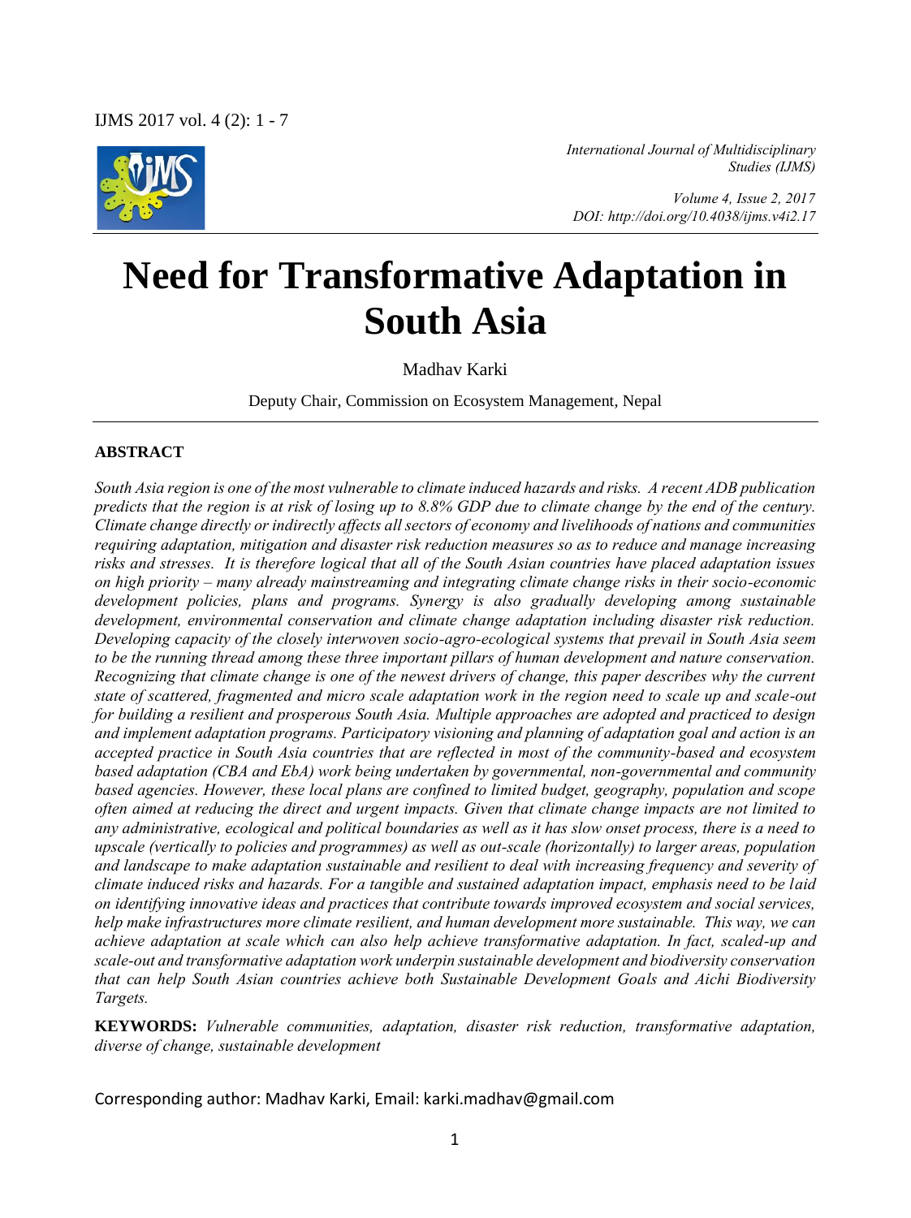*International Journal of Multidisciplinary Studies (IJMS)*

*Volume 4, Issue 2, 2017*
*DOI: http://doi.org/10.4038/ijms.v4i2.17*

# Need for Transformative Adaptation in South Asia

Madhav Karki

Deputy Chair, Commission on Ecosystem Management, Nepal

### ABSTRACT

*South Asia region is one of the most vulnerable to climate induced hazards and risks. A recent ADB publication predicts that the region is at risk of losing up to 8.8% GDP due to climate change by the end of the century. Climate change directly or indirectly affects all sectors of economy and livelihoods of nations and communities requiring adaptation, mitigation and disaster risk reduction measures so as to reduce and manage increasing risks and stresses. It is therefore logical that all of the South Asian countries have placed adaptation issues on high priority – many already mainstreaming and integrating climate change risks in their socio-economic development policies, plans and programs. Synergy is also gradually developing among sustainable development, environmental conservation and climate change adaptation including disaster risk reduction. Developing capacity of the closely interwoven socio-agro-ecological systems that prevail in South Asia seem to be the running thread among these three important pillars of human development and nature conservation. Recognizing that climate change is one of the newest drivers of change, this paper describes why the current state of scattered, fragmented and micro scale adaptation work in the region need to scale up and scale-out for building a resilient and prosperous South Asia. Multiple approaches are adopted and practiced to design and implement adaptation programs. Participatory visioning and planning of adaptation goal and action is an accepted practice in South Asia countries that are reflected in most of the community-based and ecosystem based adaptation (CBA and EbA) work being undertaken by governmental, non-governmental and community based agencies. However, these local plans are confined to limited budget, geography, population and scope often aimed at reducing the direct and urgent impacts. Given that climate change impacts are not limited to any administrative, ecological and political boundaries as well as it has slow onset process, there is a need to upscale (vertically to policies and programmes) as well as out-scale (horizontally) to larger areas, population and landscape to make adaptation sustainable and resilient to deal with increasing frequency and severity of climate induced risks and hazards. For a tangible and sustained adaptation impact, emphasis need to be laid on identifying innovative ideas and practices that contribute towards improved ecosystem and social services, help make infrastructures more climate resilient, and human development more sustainable. This way, we can achieve adaptation at scale which can also help achieve transformative adaptation. In fact, scaled-up and scale-out and transformative adaptation work underpin sustainable development and biodiversity conservation that can help South Asian countries achieve both Sustainable Development Goals and Aichi Biodiversity Targets.*

**KEYWORDS:** *Vulnerable communities, adaptation, disaster risk reduction, transformative adaptation, diverse of change, sustainable development*

Corresponding author: Madhav Karki, Email: karki.madhav@gmail.com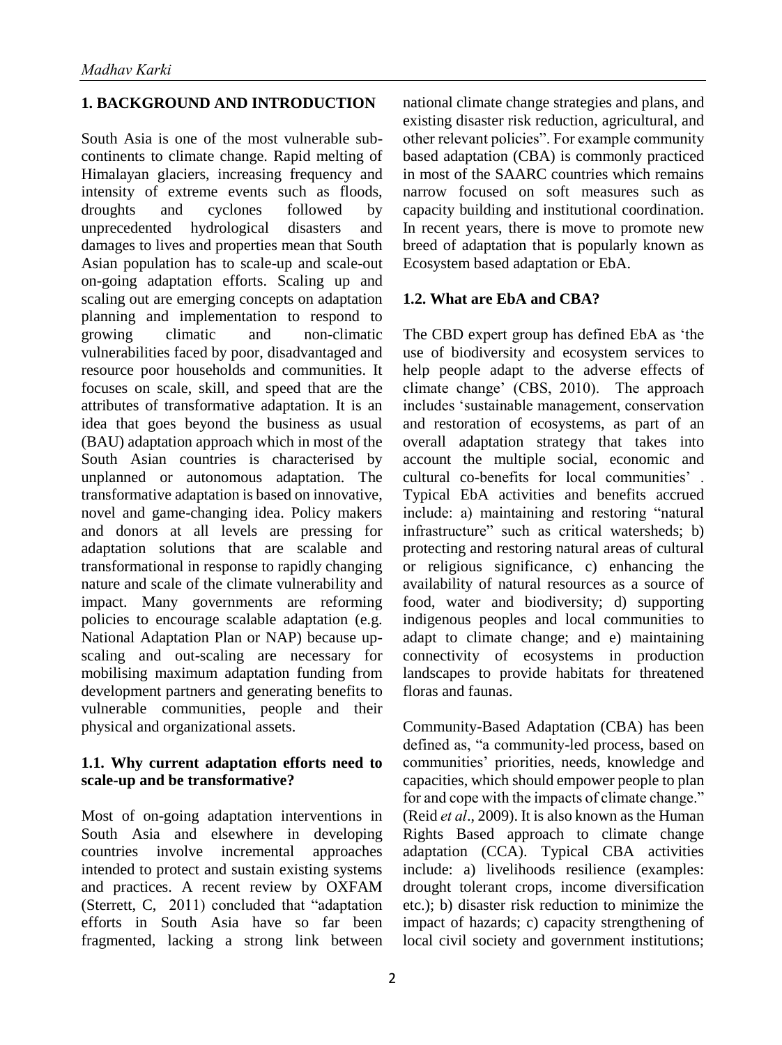## 1. BACKGROUND AND INTRODUCTION

South Asia is one of the most vulnerable sub-continents to climate change. Rapid melting of Himalayan glaciers, increasing frequency and intensity of extreme events such as floods, droughts and cyclones followed by unprecedented hydrological disasters and damages to lives and properties mean that South Asian population has to scale-up and scale-out on-going adaptation efforts. Scaling up and scaling out are emerging concepts on adaptation planning and implementation to respond to growing climatic and non-climatic vulnerabilities faced by poor, disadvantaged and resource poor households and communities. It focuses on scale, skill, and speed that are the attributes of transformative adaptation. It is an idea that goes beyond the business as usual (BAU) adaptation approach which in most of the South Asian countries is characterised by unplanned or autonomous adaptation. The transformative adaptation is based on innovative, novel and game-changing idea. Policy makers and donors at all levels are pressing for adaptation solutions that are scalable and transformational in response to rapidly changing nature and scale of the climate vulnerability and impact. Many governments are reforming policies to encourage scalable adaptation (e.g. National Adaptation Plan or NAP) because up-scaling and out-scaling are necessary for mobilising maximum adaptation funding from development partners and generating benefits to vulnerable communities, people and their physical and organizational assets.

### 1.1. Why current adaptation efforts need to scale-up and be transformative?

Most of on-going adaptation interventions in South Asia and elsewhere in developing countries involve incremental approaches intended to protect and sustain existing systems and practices. A recent review by OXFAM (Sterrett, C, 2011) concluded that "adaptation efforts in South Asia have so far been fragmented, lacking a strong link between national climate change strategies and plans, and existing disaster risk reduction, agricultural, and other relevant policies". For example community based adaptation (CBA) is commonly practiced in most of the SAARC countries which remains narrow focused on soft measures such as capacity building and institutional coordination. In recent years, there is move to promote new breed of adaptation that is popularly known as Ecosystem based adaptation or EbA.

### 1.2. What are EbA and CBA?

The CBD expert group has defined EbA as 'the use of biodiversity and ecosystem services to help people adapt to the adverse effects of climate change' (CBS, 2010). The approach includes 'sustainable management, conservation and restoration of ecosystems, as part of an overall adaptation strategy that takes into account the multiple social, economic and cultural co-benefits for local communities' . Typical EbA activities and benefits accrued include: a) maintaining and restoring "natural infrastructure" such as critical watersheds; b) protecting and restoring natural areas of cultural or religious significance, c) enhancing the availability of natural resources as a source of food, water and biodiversity; d) supporting indigenous peoples and local communities to adapt to climate change; and e) maintaining connectivity of ecosystems in production landscapes to provide habitats for threatened floras and faunas.

Community-Based Adaptation (CBA) has been defined as, "a community-led process, based on communities' priorities, needs, knowledge and capacities, which should empower people to plan for and cope with the impacts of climate change." (Reid *et al*., 2009). It is also known as the Human Rights Based approach to climate change adaptation (CCA). Typical CBA activities include: a) livelihoods resilience (examples: drought tolerant crops, income diversification etc.); b) disaster risk reduction to minimize the impact of hazards; c) capacity strengthening of local civil society and government institutions;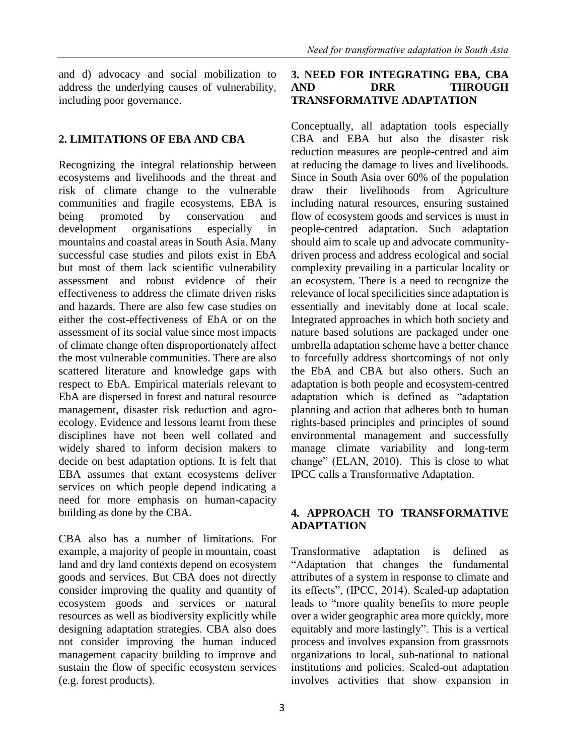and d) advocacy and social mobilization to address the underlying causes of vulnerability, including poor governance.

## 2. LIMITATIONS OF EBA AND CBA

Recognizing the integral relationship between ecosystems and livelihoods and the threat and risk of climate change to the vulnerable communities and fragile ecosystems, EBA is being promoted by conservation and development organisations especially in mountains and coastal areas in South Asia. Many successful case studies and pilots exist in EbA but most of them lack scientific vulnerability assessment and robust evidence of their effectiveness to address the climate driven risks and hazards. There are also few case studies on either the cost-effectiveness of EbA or on the assessment of its social value since most impacts of climate change often disproportionately affect the most vulnerable communities. There are also scattered literature and knowledge gaps with respect to EbA. Empirical materials relevant to EbA are dispersed in forest and natural resource management, disaster risk reduction and agro-ecology. Evidence and lessons learnt from these disciplines have not been well collated and widely shared to inform decision makers to decide on best adaptation options. It is felt that EBA assumes that extant ecosystems deliver services on which people depend indicating a need for more emphasis on human-capacity building as done by the CBA.

CBA also has a number of limitations. For example, a majority of people in mountain, coast land and dry land contexts depend on ecosystem goods and services. But CBA does not directly consider improving the quality and quantity of ecosystem goods and services or natural resources as well as biodiversity explicitly while designing adaptation strategies. CBA also does not consider improving the human induced management capacity building to improve and sustain the flow of specific ecosystem services (e.g. forest products).

## 3. NEED FOR INTEGRATING EBA, CBA AND DRR THROUGH TRANSFORMATIVE ADAPTATION

Conceptually, all adaptation tools especially CBA and EBA but also the disaster risk reduction measures are people-centred and aim at reducing the damage to lives and livelihoods. Since in South Asia over 60% of the population draw their livelihoods from Agriculture including natural resources, ensuring sustained flow of ecosystem goods and services is must in people-centred adaptation. Such adaptation should aim to scale up and advocate community-driven process and address ecological and social complexity prevailing in a particular locality or an ecosystem. There is a need to recognize the relevance of local specificities since adaptation is essentially and inevitably done at local scale. Integrated approaches in which both society and nature based solutions are packaged under one umbrella adaptation scheme have a better chance to forcefully address shortcomings of not only the EbA and CBA but also others. Such an adaptation is both people and ecosystem-centred adaptation which is defined as "adaptation planning and action that adheres both to human rights-based principles and principles of sound environmental management and successfully manage climate variability and long-term change" (ELAN, 2010). This is close to what IPCC calls a Transformative Adaptation.

## 4. APPROACH TO TRANSFORMATIVE ADAPTATION

Transformative adaptation is defined as "Adaptation that changes the fundamental attributes of a system in response to climate and its effects", (IPCC, 2014). Scaled-up adaptation leads to "more quality benefits to more people over a wider geographic area more quickly, more equitably and more lastingly". This is a vertical process and involves expansion from grassroots organizations to local, sub-national to national institutions and policies. Scaled-out adaptation involves activities that show expansion in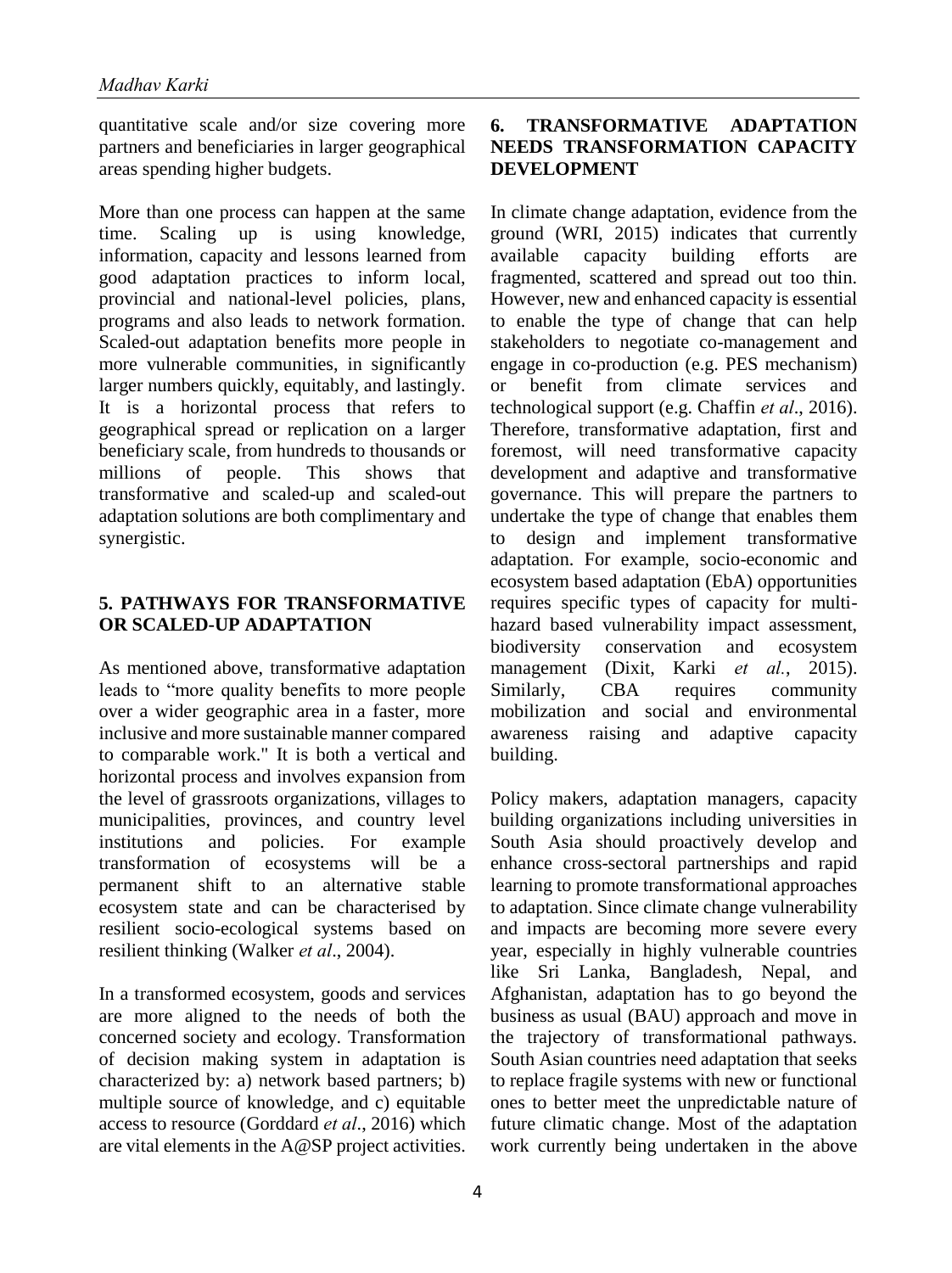quantitative scale and/or size covering more partners and beneficiaries in larger geographical areas spending higher budgets.

More than one process can happen at the same time. Scaling up is using knowledge, information, capacity and lessons learned from good adaptation practices to inform local, provincial and national-level policies, plans, programs and also leads to network formation. Scaled-out adaptation benefits more people in more vulnerable communities, in significantly larger numbers quickly, equitably, and lastingly. It is a horizontal process that refers to geographical spread or replication on a larger beneficiary scale, from hundreds to thousands or millions of people. This shows that transformative and scaled-up and scaled-out adaptation solutions are both complimentary and synergistic.

## 5. PATHWAYS FOR TRANSFORMATIVE OR SCALED-UP ADAPTATION

As mentioned above, transformative adaptation leads to "more quality benefits to more people over a wider geographic area in a faster, more inclusive and more sustainable manner compared to comparable work." It is both a vertical and horizontal process and involves expansion from the level of grassroots organizations, villages to municipalities, provinces, and country level institutions and policies. For example transformation of ecosystems will be a permanent shift to an alternative stable ecosystem state and can be characterised by resilient socio-ecological systems based on resilient thinking (Walker *et al*., 2004).

In a transformed ecosystem, goods and services are more aligned to the needs of both the concerned society and ecology. Transformation of decision making system in adaptation is characterized by: a) network based partners; b) multiple source of knowledge, and c) equitable access to resource (Gorddard *et al*., 2016) which are vital elements in the A@SP project activities.

## 6. TRANSFORMATIVE ADAPTATION NEEDS TRANSFORMATION CAPACITY DEVELOPMENT

In climate change adaptation, evidence from the ground (WRI, 2015) indicates that currently available capacity building efforts are fragmented, scattered and spread out too thin. However, new and enhanced capacity is essential to enable the type of change that can help stakeholders to negotiate co-management and engage in co-production (e.g. PES mechanism) or benefit from climate services and technological support (e.g. Chaffin *et al*., 2016). Therefore, transformative adaptation, first and foremost, will need transformative capacity development and adaptive and transformative governance. This will prepare the partners to undertake the type of change that enables them to design and implement transformative adaptation. For example, socio-economic and ecosystem based adaptation (EbA) opportunities requires specific types of capacity for multi-hazard based vulnerability impact assessment, biodiversity conservation and ecosystem management (Dixit, Karki *et al.*, 2015). Similarly, CBA requires community mobilization and social and environmental awareness raising and adaptive capacity building.

Policy makers, adaptation managers, capacity building organizations including universities in South Asia should proactively develop and enhance cross-sectoral partnerships and rapid learning to promote transformational approaches to adaptation. Since climate change vulnerability and impacts are becoming more severe every year, especially in highly vulnerable countries like Sri Lanka, Bangladesh, Nepal, and Afghanistan, adaptation has to go beyond the business as usual (BAU) approach and move in the trajectory of transformational pathways. South Asian countries need adaptation that seeks to replace fragile systems with new or functional ones to better meet the unpredictable nature of future climatic change. Most of the adaptation work currently being undertaken in the above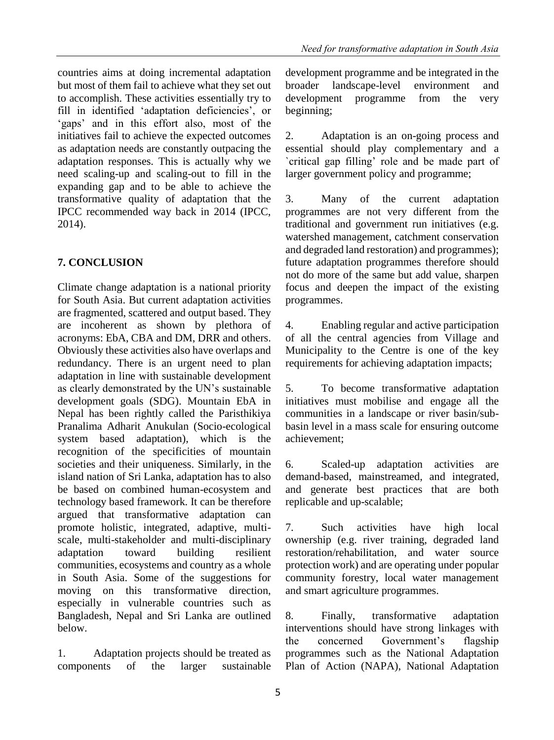countries aims at doing incremental adaptation but most of them fail to achieve what they set out to accomplish. These activities essentially try to fill in identified 'adaptation deficiencies', or 'gaps' and in this effort also, most of the initiatives fail to achieve the expected outcomes as adaptation needs are constantly outpacing the adaptation responses. This is actually why we need scaling-up and scaling-out to fill in the expanding gap and to be able to achieve the transformative quality of adaptation that the IPCC recommended way back in 2014 (IPCC, 2014).

## 7. CONCLUSION

Climate change adaptation is a national priority for South Asia. But current adaptation activities are fragmented, scattered and output based. They are incoherent as shown by plethora of acronyms: EbA, CBA and DM, DRR and others. Obviously these activities also have overlaps and redundancy. There is an urgent need to plan adaptation in line with sustainable development as clearly demonstrated by the UN's sustainable development goals (SDG). Mountain EbA in Nepal has been rightly called the Paristhikiya Pranalima Adharit Anukulan (Socio-ecological system based adaptation), which is the recognition of the specificities of mountain societies and their uniqueness. Similarly, in the island nation of Sri Lanka, adaptation has to also be based on combined human-ecosystem and technology based framework. It can be therefore argued that transformative adaptation can promote holistic, integrated, adaptive, multi-scale, multi-stakeholder and multi-disciplinary adaptation toward building resilient communities, ecosystems and country as a whole in South Asia. Some of the suggestions for moving on this transformative direction, especially in vulnerable countries such as Bangladesh, Nepal and Sri Lanka are outlined below.

1. Adaptation projects should be treated as components of the larger sustainable development programme and be integrated in the broader landscape-level environment and development programme from the very beginning;

2. Adaptation is an on-going process and essential should play complementary and a `critical gap filling' role and be made part of larger government policy and programme;

3. Many of the current adaptation programmes are not very different from the traditional and government run initiatives (e.g. watershed management, catchment conservation and degraded land restoration) and programmes); future adaptation programmes therefore should not do more of the same but add value, sharpen focus and deepen the impact of the existing programmes.

4. Enabling regular and active participation of all the central agencies from Village and Municipality to the Centre is one of the key requirements for achieving adaptation impacts;

5. To become transformative adaptation initiatives must mobilise and engage all the communities in a landscape or river basin/sub-basin level in a mass scale for ensuring outcome achievement;

6. Scaled-up adaptation activities are demand-based, mainstreamed, and integrated, and generate best practices that are both replicable and up-scalable;

7. Such activities have high local ownership (e.g. river training, degraded land restoration/rehabilitation, and water source protection work) and are operating under popular community forestry, local water management and smart agriculture programmes.

8. Finally, transformative adaptation interventions should have strong linkages with the concerned Government's flagship programmes such as the National Adaptation Plan of Action (NAPA), National Adaptation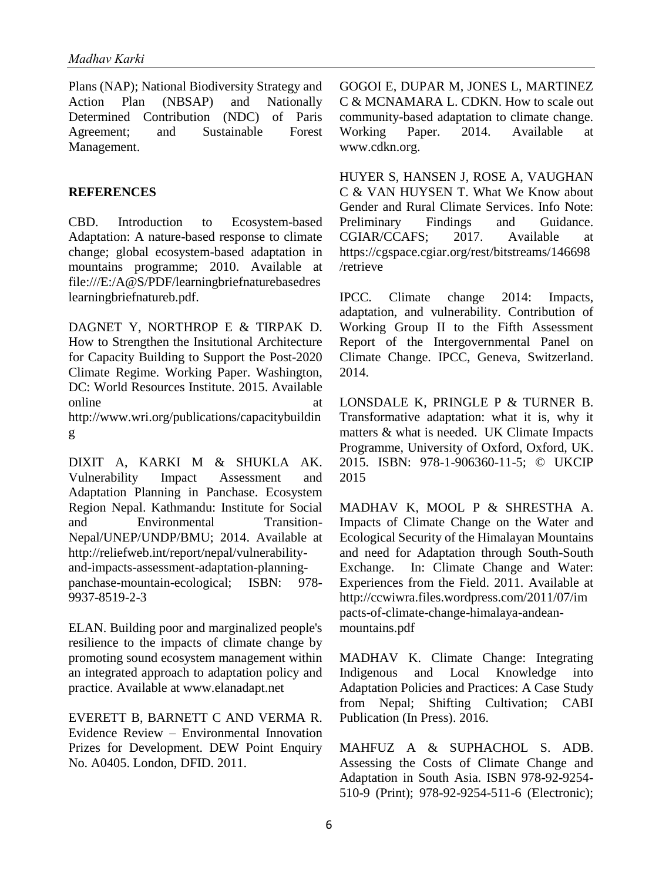Plans (NAP); National Biodiversity Strategy and Action Plan (NBSAP) and Nationally Determined Contribution (NDC) of Paris Agreement; and Sustainable Forest Management.

## REFERENCES

CBD. Introduction to Ecosystem-based Adaptation: A nature-based response to climate change; global ecosystem-based adaptation in mountains programme; 2010. Available at file:///E:/A@S/PDF/learningbriefnaturebasedreslearningbriefnatureb.pdf.

DAGNET Y, NORTHROP E & TIRPAK D. How to Strengthen the Insitutional Architecture for Capacity Building to Support the Post-2020 Climate Regime. Working Paper. Washington, DC: World Resources Institute. 2015. Available online at http://www.wri.org/publications/capacitybuilding

DIXIT A, KARKI M & SHUKLA AK. Vulnerability Impact Assessment and Adaptation Planning in Panchase. Ecosystem Region Nepal. Kathmandu: Institute for Social and Environmental Transition-Nepal/UNEP/UNDP/BMU; 2014. Available at http://reliefweb.int/report/nepal/vulnerability-and-impacts-assessment-adaptation-planning-panchase-mountain-ecological; ISBN: 978-9937-8519-2-3

ELAN. Building poor and marginalized people's resilience to the impacts of climate change by promoting sound ecosystem management within an integrated approach to adaptation policy and practice. Available at www.elanadapt.net

EVERETT B, BARNETT C AND VERMA R. Evidence Review – Environmental Innovation Prizes for Development. DEW Point Enquiry No. A0405. London, DFID. 2011.

GOGOI E, DUPAR M, JONES L, MARTINEZ C & MCNAMARA L. CDKN. How to scale out community-based adaptation to climate change. Working Paper. 2014. Available at www.cdkn.org.

HUYER S, HANSEN J, ROSE A, VAUGHAN C & VAN HUYSEN T. What We Know about Gender and Rural Climate Services. Info Note: Preliminary Findings and Guidance. CGIAR/CCAFS; 2017. Available at https://cgspace.cgiar.org/rest/bitstreams/146698/retrieve

IPCC. Climate change 2014: Impacts, adaptation, and vulnerability. Contribution of Working Group II to the Fifth Assessment Report of the Intergovernmental Panel on Climate Change. IPCC, Geneva, Switzerland. 2014.

LONSDALE K, PRINGLE P & TURNER B. Transformative adaptation: what it is, why it matters & what is needed. UK Climate Impacts Programme, University of Oxford, Oxford, UK. 2015. ISBN: 978-1-906360-11-5; © UKCIP 2015

MADHAV K, MOOL P & SHRESTHA A. Impacts of Climate Change on the Water and Ecological Security of the Himalayan Mountains and need for Adaptation through South-South Exchange. In: Climate Change and Water: Experiences from the Field. 2011. Available at http://ccwiwra.files.wordpress.com/2011/07/impacts-of-climate-change-himalaya-andean-mountains.pdf

MADHAV K. Climate Change: Integrating Indigenous and Local Knowledge into Adaptation Policies and Practices: A Case Study from Nepal; Shifting Cultivation; CABI Publication (In Press). 2016.

MAHFUZ A & SUPHACHOL S. ADB. Assessing the Costs of Climate Change and Adaptation in South Asia. ISBN 978-92-9254-510-9 (Print); 978-92-9254-511-6 (Electronic);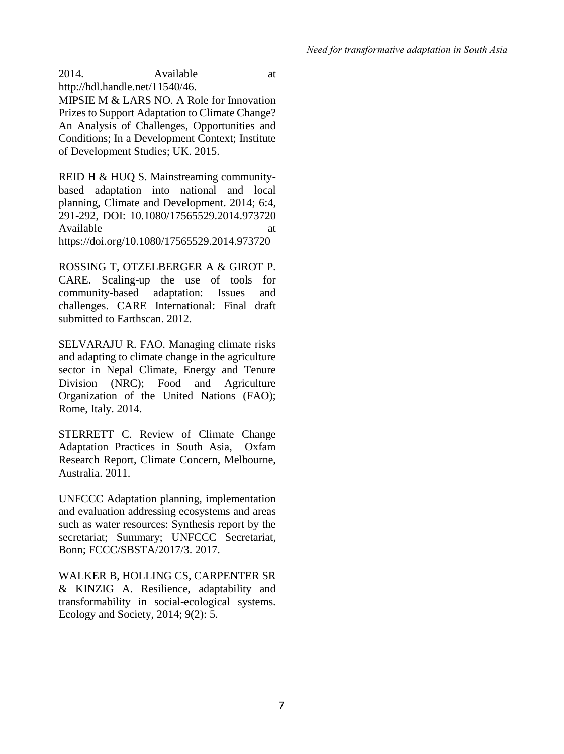2014. Available at http://hdl.handle.net/11540/46.

MIPSIE M & LARS NO. A Role for Innovation Prizes to Support Adaptation to Climate Change? An Analysis of Challenges, Opportunities and Conditions; In a Development Context; Institute of Development Studies; UK. 2015.

REID H & HUQ S. Mainstreaming community-based adaptation into national and local planning, Climate and Development. 2014; 6:4, 291-292, DOI: 10.1080/17565529.2014.973720 Available at https://doi.org/10.1080/17565529.2014.973720

ROSSING T, OTZELBERGER A & GIROT P. CARE. Scaling-up the use of tools for community-based adaptation: Issues and challenges. CARE International: Final draft submitted to Earthscan. 2012.

SELVARAJU R. FAO. Managing climate risks and adapting to climate change in the agriculture sector in Nepal Climate, Energy and Tenure Division (NRC); Food and Agriculture Organization of the United Nations (FAO); Rome, Italy. 2014.

STERRETT C. Review of Climate Change Adaptation Practices in South Asia, Oxfam Research Report, Climate Concern, Melbourne, Australia. 2011.

UNFCCC Adaptation planning, implementation and evaluation addressing ecosystems and areas such as water resources: Synthesis report by the secretariat; Summary; UNFCCC Secretariat, Bonn; FCCC/SBSTA/2017/3. 2017.

WALKER B, HOLLING CS, CARPENTER SR & KINZIG A. Resilience, adaptability and transformability in social-ecological systems. Ecology and Society, 2014; 9(2): 5.